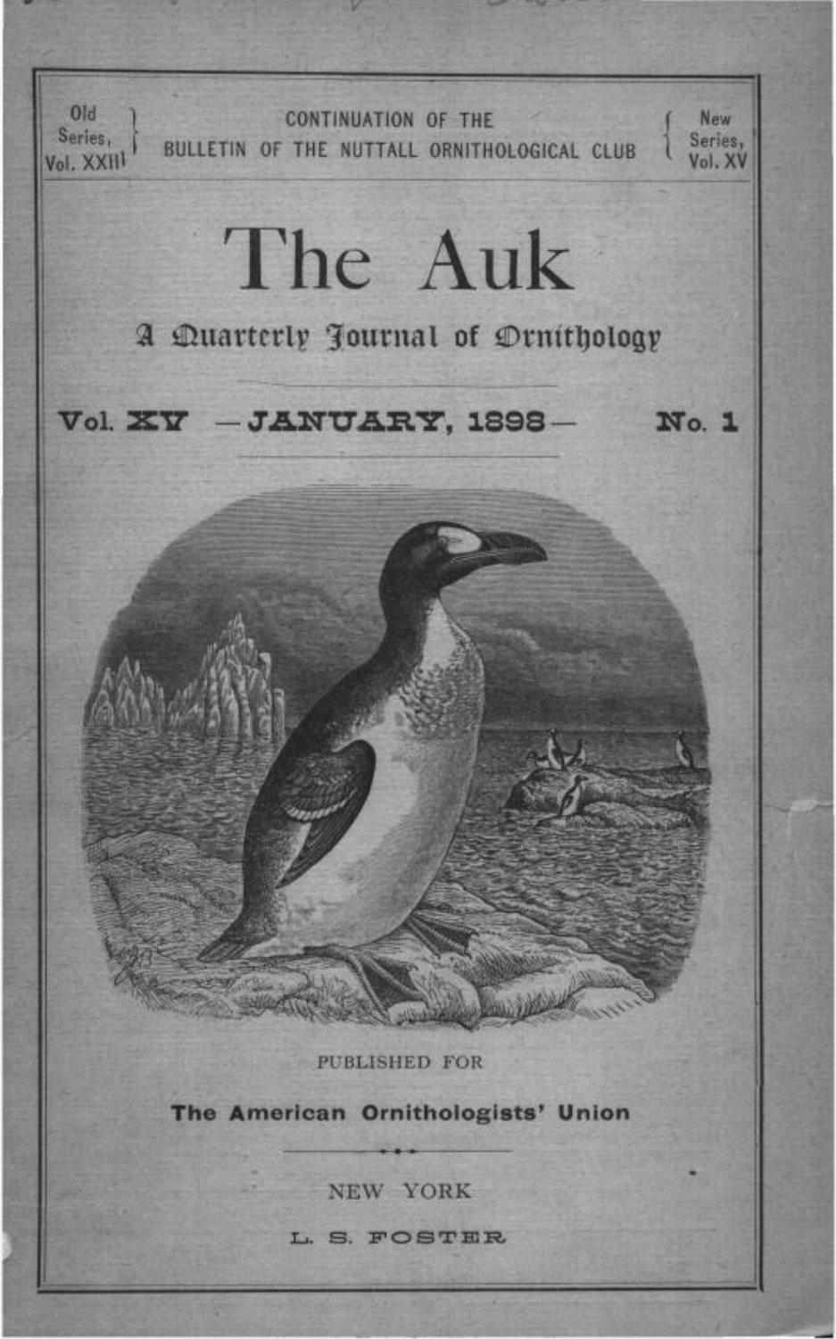Old Series, Vol. XXIII — CONTINUATION OF THE BULLETIN OF THE NUTTALL ORNITHOLOGICAL CLUB — New Series, Vol. XV

# The Auk

## A Quarterly Journal of Ornithology

**Vol. XV — JANUARY, 1898 — No. 1**

PUBLISHED FOR

**The American Ornithologists' Union**

NEW YORK

L. S. FOSTER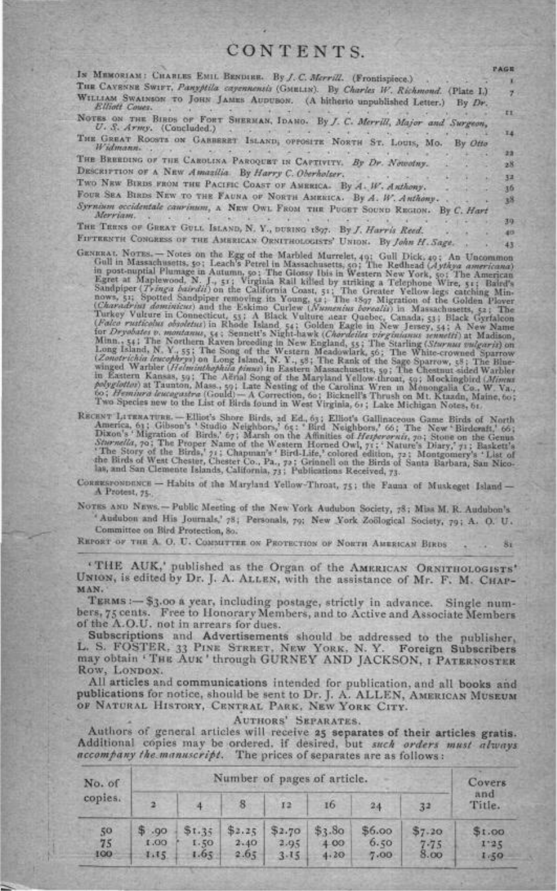# CONTENTS.

| | PAGE |
|---|---|
| In Memoriam: Charles Emil Bendire. By *J. C. Merrill*. (Frontispiece.) | 1 |
| The Cayenne Swift, *Panyptila cayennensis* (Gmelin). By *Charles W. Richmond*. (Plate I.) | 7 |
| William Swainson to John James Audubon. (A hitherto unpublished Letter.) By *Dr. Elliott Coues*. | 11 |
| Notes on the Birds of Fort Sherman, Idaho. By *J. C. Merrill, Major and Surgeon, U. S. Army*. (Concluded.) | 14 |
| The Great Roosts on Gabberet Island, opposite North St. Louis, Mo. By *Otto Widmann*. | 22 |
| The Breeding of the Carolina Paroquet in Captivity. *By Dr. Nowotny*. | 28 |
| Description of a New *Amazilia*. By *Harry C. Oberholser*. | 32 |
| Two New Birds from the Pacific Coast of America. By *A. W. Anthony*. | 36 |
| Four Sea Birds New to the Fauna of North America. By *A. W. Anthony*. | 38 |
| *Syrnium occidentale caurinum*, a New Owl from the Puget Sound Region. By *C. Hart Merriam*. | 39 |
| The Terns of Great Gull Island, N. Y., during 1897. By *J. Harris Reed*. | 40 |
| Fifteenth Congress of the American Ornithologists' Union. By *John H. Sage*. | 43 |

General Notes. — Notes on the Egg of the Marbled Murrelet, 49; Gull Dick, 49; An Uncommon Gull in Massachusetts, 50; Leach's Petrel in Massachusetts, 50; The Redhead (*Aythya americana*) in post-nuptial Plumage in Autumn, 50; The Glossy Ibis in Western New York, 50; The American Egret at Maplewood, N. J., 51; Virginia Rail killed by striking a Telephone Wire, 51; Baird's Sandpiper (*Tringa bairdii*) on the California Coast, 51; The Greater Yellow-legs catching Minnows, 51; Spotted Sandpiper removing its Young, 52; The 1897 Migration of the Golden Plover (*Charadrius dominicus*) and the Eskimo Curlew (*Numenius borealis*) in Massachusetts, 52; The Turkey Vulture in Connecticut, 53; A Black Vulture near Quebec, Canada, 53; Black Gyrfalcon (*Falco rusticolus obsoletus*) in Rhode Island, 54; Golden Eagle in New Jersey, 54; A New Name for *Dryobates v. montanus*, 54; Sennett's Night-hawk (*Chordeiles virginianus sennetti*) at Madison, Minn., 54; The Northern Raven breeding in New England, 55; The Starling (*Sturnus vulgaris*) on Long Island, N. Y., 55; The Song of the Western Meadowlark, 56; The White-crowned Sparrow (*Zonotrichia leucophrys*) on Long Island, N. Y., 58; The Rank of the Sage Sparrow, 58; The Blue-winged Warbler (*Helminthophila pinus*) in Eastern Massachusetts, 59; The Chestnut-sided Warbler in Eastern Kansas, 59; The Aërial Song of the Maryland Yellow-throat, 59; Mockingbird (*Mimus polyglottos*) at Taunton, Mass., 59; Late Nesting of the Carolina Wren in Monongalia Co., W. Va., 60; *Hemiura leucogastra* (Gould) — A Correction, 60; Bicknell's Thrush on Mt. Ktaadn, Maine, 60; Two Species new to the List of Birds found in West Virginia, 61; Lake Michigan Notes, 61.

Recent Literature. — Elliot's Shore Birds, 2d Ed., 63; Elliot's Gallinaceous Game Birds of North America, 63; Gibson's 'Studio Neighbors,' 65; 'Bird Neighbors,' 66; The New 'Birdcraft,' 66; Dixon's 'Migration of Birds,' 67; Marsh on the Affinities of *Hesperornis*, 70; Stone on the Genus *Sturnella*, 70; The Proper Name of the Western Horned Owl, 71; 'Nature's Diary,' 71; Baskett's 'The Story of the Birds,' 71; Chapman's 'Bird-Life,' colored edition, 72; Montgomery's 'List of the Birds of West Chester, Chester Co., Pa., 72; Grinnell on the Birds of Santa Barbara, San Nicolas, and San Clemente Islands, California, 73; Publications Received, 73.

Correspondence — Habits of the Maryland Yellow-Throat, 75; the Fauna of Muskeget Island — A Protest, 75.

Notes and News. — Public Meeting of the New York Audubon Society, 78; Miss M. R. Audubon's 'Audubon and His Journals,' 78; Personals, 79; New York Zoölogical Society, 79; A. O. U. Committee on Bird Protection, 80.

Report of the A. O. U. Committee on Protection of North American Birds . . . 81

---

'THE AUK,' published as the Organ of the American Ornithologists' Union, is edited by Dr. J. A. Allen, with the assistance of Mr. F. M. Chapman.

Terms:— $3.00 a year, including postage, strictly in advance. Single numbers, 75 cents. Free to Honorary Members, and to Active and Associate Members of the A.O.U. not in arrears for dues.

**Subscriptions** and **Advertisements** should be addressed to the publisher, L. S. FOSTER, 33 Pine Street, New York, N. Y. **Foreign Subscribers** may obtain 'The Auk' through GURNEY AND JACKSON, 1 Paternoster Row, London.

All **articles** and **communications** intended for publication, and all **books** and **publications** for notice, should be sent to Dr. J. A. ALLEN, American Museum of Natural History, Central Park, New York City.

### Authors' Separates.

Authors of general articles will receive **25 separates of their articles gratis.** Additional copies may be ordered, if desired, but *such orders must always accompany the manuscript.* The prices of separates are as follows:

| No. of copies. | Number of pages of article. | | | | | | | Covers and Title. |
|---|---|---|---|---|---|---|---|---|
| | 2 | 4 | 8 | 12 | 16 | 24 | 32 | |
| 50 | $ .90 | $1.35 | $2.25 | $2.70 | $3.80 | $6.00 | $7.20 | $1.00 |
| 75 | 1.00 | 1.50 | 2.40 | 2.95 | 4.00 | 6.50 | 7.75 | 1.25 |
| 100 | 1.15 | 1.65 | 2.65 | 3.15 | 4.20 | 7.00 | 8.00 | 1.50 |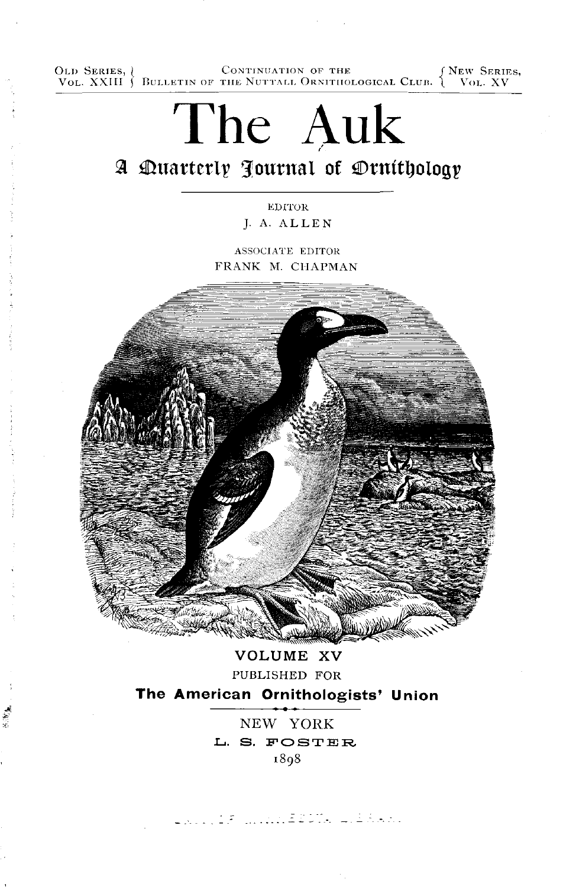Old Series, Vol. XXIII | Continuation of the Bulletin of the Nuttall Ornithological Club. | New Series, Vol. XV

# The Auk

## A Quarterly Journal of Ornithology

EDITOR

J. A. ALLEN

ASSOCIATE EDITOR

FRANK M. CHAPMAN

VOLUME XV

PUBLISHED FOR

**The American Ornithologists' Union**

NEW YORK

L. S. FOSTER

1898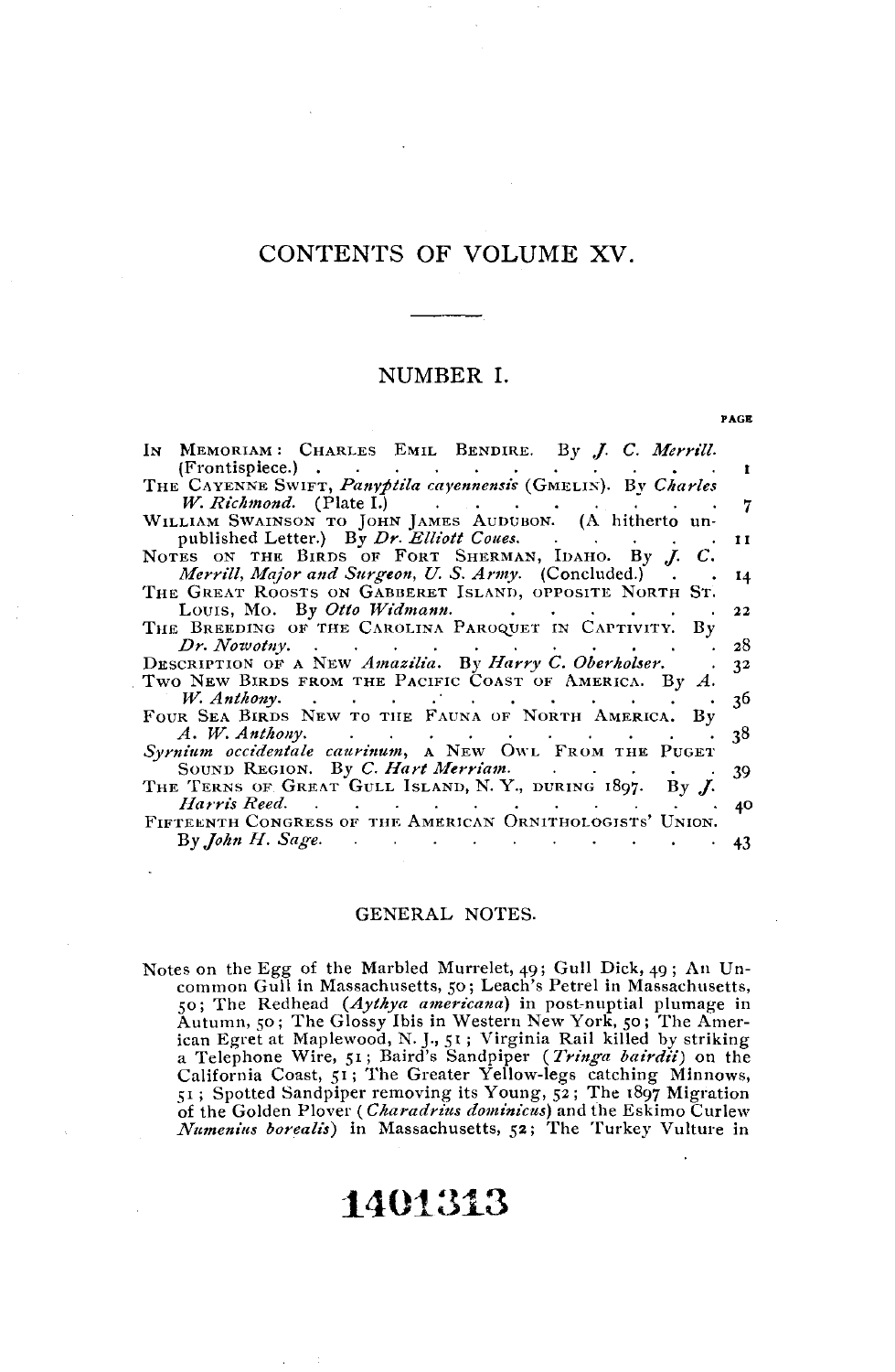# CONTENTS OF VOLUME XV.

---

## NUMBER I.

PAGE

IN MEMORIAM: CHARLES EMIL BENDIRE. By *J. C. Merrill*. (Frontispiece.) . . . 1

THE CAYENNE SWIFT, *Panyptila cayennensis* (GMELIN). By *Charles W. Richmond*. (Plate I.) . . . 7

WILLIAM SWAINSON TO JOHN JAMES AUDUBON. (A hitherto unpublished Letter.) By *Dr. Elliott Coues*. . . . 11

NOTES ON THE BIRDS OF FORT SHERMAN, IDAHO. By *J. C. Merrill, Major and Surgeon, U. S. Army*. (Concluded.) . . . 14

THE GREAT ROOSTS ON GABBERET ISLAND, OPPOSITE NORTH ST. LOUIS, MO. By *Otto Widmann*. . . . 22

THE BREEDING OF THE CAROLINA PAROQUET IN CAPTIVITY. By *Dr. Nowotny*. . . . 28

DESCRIPTION OF A NEW *Amazilia*. By *Harry C. Oberholser*. . . . 32

TWO NEW BIRDS FROM THE PACIFIC COAST OF AMERICA. By *A. W. Anthony*. . . . 36

FOUR SEA BIRDS NEW TO THE FAUNA OF NORTH AMERICA. By *A. W. Anthony*. . . . 38

*Syrnium occidentale caurinum*, A NEW OWL FROM THE PUGET SOUND REGION. By *C. Hart Merriam*. . . . 39

THE TERNS OF GREAT GULL ISLAND, N. Y., DURING 1897. By *J. Harris Reed*. . . . 40

FIFTEENTH CONGRESS OF THE AMERICAN ORNITHOLOGISTS' UNION. By *John H. Sage*. . . . 43

## GENERAL NOTES.

Notes on the Egg of the Marbled Murrelet, 49; Gull Dick, 49; An Uncommon Gull in Massachusetts, 50; Leach's Petrel in Massachusetts, 50; The Redhead (*Aythya americana*) in post-nuptial plumage in Autumn, 50; The Glossy Ibis in Western New York, 50; The American Egret at Maplewood, N. J., 51; Virginia Rail killed by striking a Telephone Wire, 51; Baird's Sandpiper (*Tringa bairdii*) on the California Coast, 51; The Greater Yellow-legs catching Minnows, 51; Spotted Sandpiper removing its Young, 52; The 1897 Migration of the Golden Plover (*Charadrius dominicus*) and the Eskimo Curlew *Numenius borealis*) in Massachusetts, 52; The Turkey Vulture in

1401313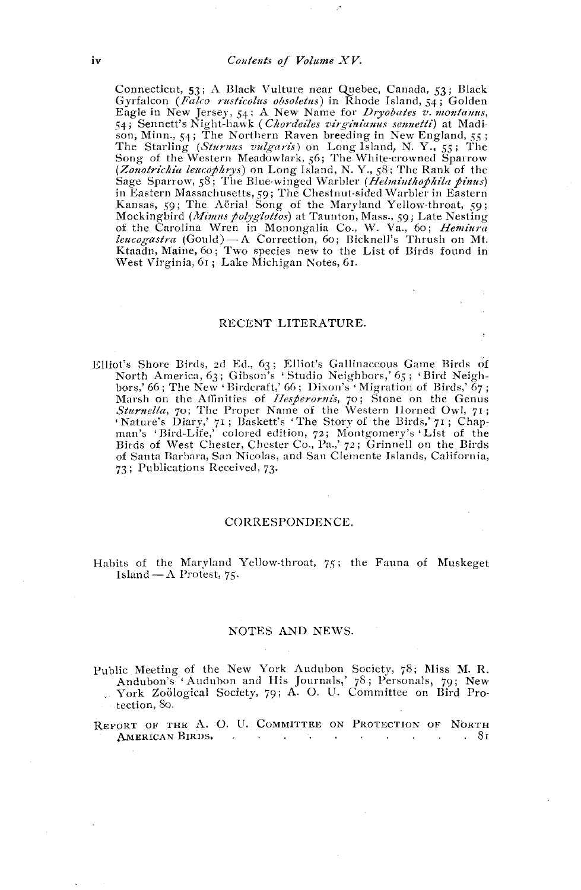Connecticut, 53; A Black Vulture near Quebec, Canada, 53; Black Gyrfalcon (*Falco rusticolus obsoletus*) in Rhode Island, 54; Golden Eagle in New Jersey, 54; A New Name for *Dryobates v. montanus*, 54; Sennett's Night-hawk (*Chordeiles virginianus sennetti*) at Madison, Minn., 54; The Northern Raven breeding in New England, 55; The Starling (*Sturnus vulgaris*) on Long Island, N. Y., 55; The Song of the Western Meadowlark, 56; The White-crowned Sparrow (*Zonotrichia leucophrys*) on Long Island, N. Y., 58; The Rank of the Sage Sparrow, 58; The Blue-winged Warbler (*Helminthophila pinus*) in Eastern Massachusetts, 59; The Chestnut-sided Warbler in Eastern Kansas, 59; The Aërial Song of the Maryland Yellow-throat, 59; Mockingbird (*Mimus polyglottos*) at Taunton, Mass., 59; Late Nesting of the Carolina Wren in Monongalia Co., W. Va., 60; *Hemiura leucogastra* (Gould) — A Correction, 60; Bicknell's Thrush on Mt. Ktaadn, Maine, 60; Two species new to the List of Birds found in West Virginia, 61; Lake Michigan Notes, 61.

## RECENT LITERATURE.

Elliot's Shore Birds, 2d Ed., 63; Elliot's Gallinaceous Game Birds of North America, 63; Gibson's 'Studio Neighbors,' 65; 'Bird Neighbors,' 66; The New 'Birdcraft,' 66; Dixon's 'Migration of Birds,' 67; Marsh on the Affinities of *Hesperornis*, 70; Stone on the Genus *Sturnella*, 70; The Proper Name of the Western Horned Owl, 71; 'Nature's Diary,' 71; Baskett's 'The Story of the Birds,' 71; Chapman's 'Bird-Life,' colored edition, 72; Montgomery's 'List of the Birds of West Chester, Chester Co., Pa.,' 72; Grinnell on the Birds of Santa Barbara, San Nicolas, and San Clemente Islands, California, 73; Publications Received, 73.

## CORRESPONDENCE.

Habits of the Maryland Yellow-throat, 75; the Fauna of Muskeget Island — A Protest, 75.

## NOTES AND NEWS.

Public Meeting of the New York Audubon Society, 78; Miss M. R. Audubon's 'Audubon and His Journals,' 78; Personals, 79; New York Zoölogical Society, 79; A. O. U. Committee on Bird Protection, 80.

REPORT OF THE A. O. U. COMMITTEE ON PROTECTION OF NORTH AMERICAN BIRDS. . . . . . . . . . . . 81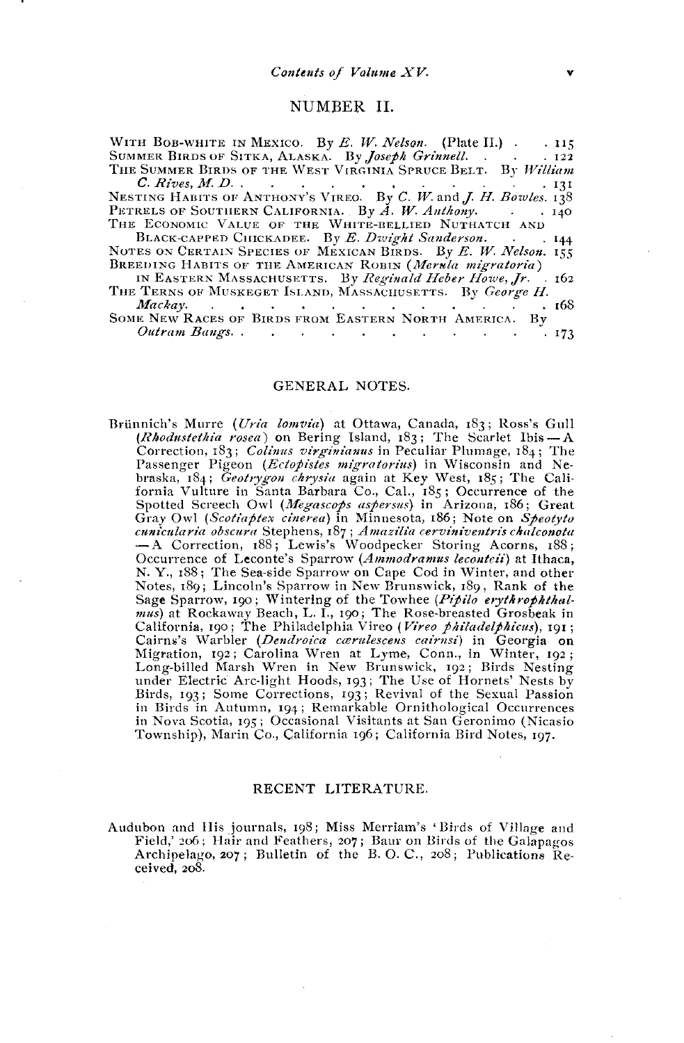## NUMBER II.

WITH BOB-WHITE IN MEXICO. By *E. W. Nelson.* (Plate II.) . . 115
SUMMER BIRDS OF SITKA, ALASKA. By *Joseph Grinnell.* . . . 122
THE SUMMER BIRDS OF THE WEST VIRGINIA SPRUCE BELT. By *William C. Rives, M. D.* . . . . . . . . . . . . . 131
NESTING HABITS OF ANTHONY'S VIREO. By *C. W.* and *J. H. Bowles.* 138
PETRELS OF SOUTHERN CALIFORNIA. By *A. W. Anthony.* . . . 140
THE ECONOMIC VALUE OF THE WHITE-BELLIED NUTHATCH AND BLACK-CAPPED CHICKADEE. By *E. Dwight Sanderson.* . . . 144
NOTES ON CERTAIN SPECIES OF MEXICAN BIRDS. By *E. W. Nelson.* 155
BREEDING HABITS OF THE AMERICAN ROBIN (*Merula migratoria*) IN EASTERN MASSACHUSETTS. By *Reginald Heber Howe, Jr.* . 162
THE TERNS OF MUSKEGET ISLAND, MASSACHUSETTS. By *George H. Mackay.* . . . . . . . . . . . . . . . 168
SOME NEW RACES OF BIRDS FROM EASTERN NORTH AMERICA. By *Outram Bangs.* . . . . . . . . . . . . . . 173

## GENERAL NOTES.

Brünnich's Murre (*Uria lomvia*) at Ottawa, Canada, 183; Ross's Gull (*Rhodustethia rosea*) on Bering Island, 183; The Scarlet Ibis — A Correction, 183; *Colinus virginianus* in Peculiar Plumage, 184; The Passenger Pigeon (*Ectopistes migratorius*) in Wisconsin and Nebraska, 184; *Geotrygon chrysia* again at Key West, 185; The California Vulture in Santa Barbara Co., Cal., 185; Occurrence of the Spotted Screech Owl (*Megascops aspersus*) in Arizona, 186; Great Gray Owl (*Scotiaptex cinerea*) in Minnesota, 186; Note on *Speotyto cunicularia obscura* Stephens, 187; *Amazilia cervinventris chalconota* — A Correction, 188; Lewis's Woodpecker Storing Acorns, 188; Occurrence of Leconte's Sparrow (*Ammodramus lecontei*) at Ithaca, N. Y., 188; The Sea-side Sparrow on Cape Cod in Winter, and other Notes, 189; Lincoln's Sparrow in New Brunswick, 189, Rank of the Sage Sparrow, 190; Wintering of the Towhee (*Pipilo erythrophthalmus*) at Rockaway Beach, L. I., 190; The Rose-breasted Grosbeak in California, 190; The Philadelphia Vireo (*Vireo philadelphicus*), 191; Cairns's Warbler (*Dendroica cœrulescens cairnsi*) in Georgia on Migration, 192; Carolina Wren at Lyme, Conn., in Winter, 192; Long-billed Marsh Wren in New Brunswick, 192; Birds Nesting under Electric Arc-light Hoods, 193; The Use of Hornets' Nests by Birds, 193; Some Corrections, 193; Revival of the Sexual Passion in Birds in Autumn, 194; Remarkable Ornithological Occurrences in Nova Scotia, 195; Occasional Visitants at San Geronimo (Nicasio Township), Marin Co., California 196; California Bird Notes, 197.

## RECENT LITERATURE.

Audubon and His journals, 198; Miss Merriam's 'Birds of Village and Field,' 206; Hair and Feathers, 207; Baur on Birds of the Galapagos Archipelago, 207; Bulletin of the B. O. C., 208; Publications Received, 208.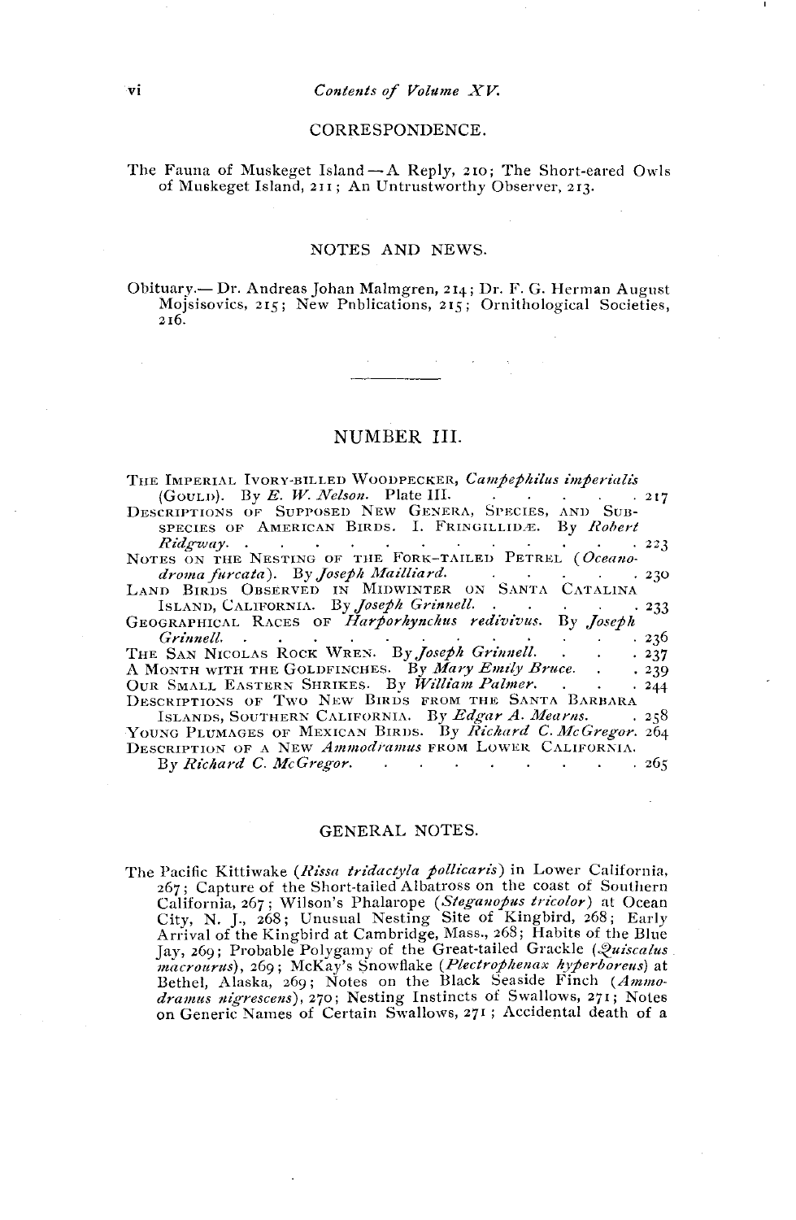## CORRESPONDENCE.

The Fauna of Muskeget Island — A Reply, 210; The Short-eared Owls of Muskeget Island, 211; An Untrustworthy Observer, 213.

## NOTES AND NEWS.

Obituary.— Dr. Andreas Johan Malmgren, 214; Dr. F. G. Herman August Mojsisovics, 215; New Pnblications, 215; Ornithological Societies, 216.

---

## NUMBER III.

THE IMPERIAL IVORY-BILLED WOODPECKER, *Campephilus imperialis* (GOULD). By *E. W. Nelson*. Plate III. . . . . . . 217

DESCRIPTIONS OF SUPPOSED NEW GENERA, SPECIES, AND SUBSPECIES OF AMERICAN BIRDS. I. FRINGILLIDÆ. By *Robert Ridgway*. . . . . . . . . . . . . 223

NOTES ON THE NESTING OF THE FORK-TAILED PETREL (*Oceanodroma furcata*). By *Joseph Mailliard*. . . . . . . 230

LAND BIRDS OBSERVED IN MIDWINTER ON SANTA CATALINA ISLAND, CALIFORNIA. By *Joseph Grinnell*. . . . . . 233

GEOGRAPHICAL RACES OF *Harporhynchus redivivus*. By *Joseph Grinnell*. . . . . . . . . . . . . 236

THE SAN NICOLAS ROCK WREN. By *Joseph Grinnell*. . . . 237

A MONTH WITH THE GOLDFINCHES. By *Mary Emily Bruce*. . . 239

OUR SMALL EASTERN SHRIKES. By *William Palmer*. . . . 244

DESCRIPTIONS OF TWO NEW BIRDS FROM THE SANTA BARBARA ISLANDS, SOUTHERN CALIFORNIA. By *Edgar A. Mearns*. . . 258

YOUNG PLUMAGES OF MEXICAN BIRDS. By *Richard C. McGregor*. 264

DESCRIPTION OF A NEW *Ammodramus* FROM LOWER CALIFORNIA. By *Richard C. McGregor*. . . . . . . . . . 265

## GENERAL NOTES.

The Pacific Kittiwake (*Rissa tridactyla pollicaris*) in Lower California, 267; Capture of the Short-tailed Albatross on the coast of Southern California, 267; Wilson's Phalarope (*Steganopus tricolor*) at Ocean City, N. J., 268; Unusual Nesting Site of Kingbird, 268; Early Arrival of the Kingbird at Cambridge, Mass., 268; Habits of the Blue Jay, 269; Probable Polygamy of the Great-tailed Grackle (*Quiscalus macrourus*), 269; McKay's Snowflake (*Plectrophenax hyperboreus*) at Bethel, Alaska, 269; Notes on the Black Seaside Finch (*Ammodramus nigrescens*), 270; Nesting Instincts of Swallows, 271; Notes on Generic Names of Certain Swallows, 271; Accidental death of a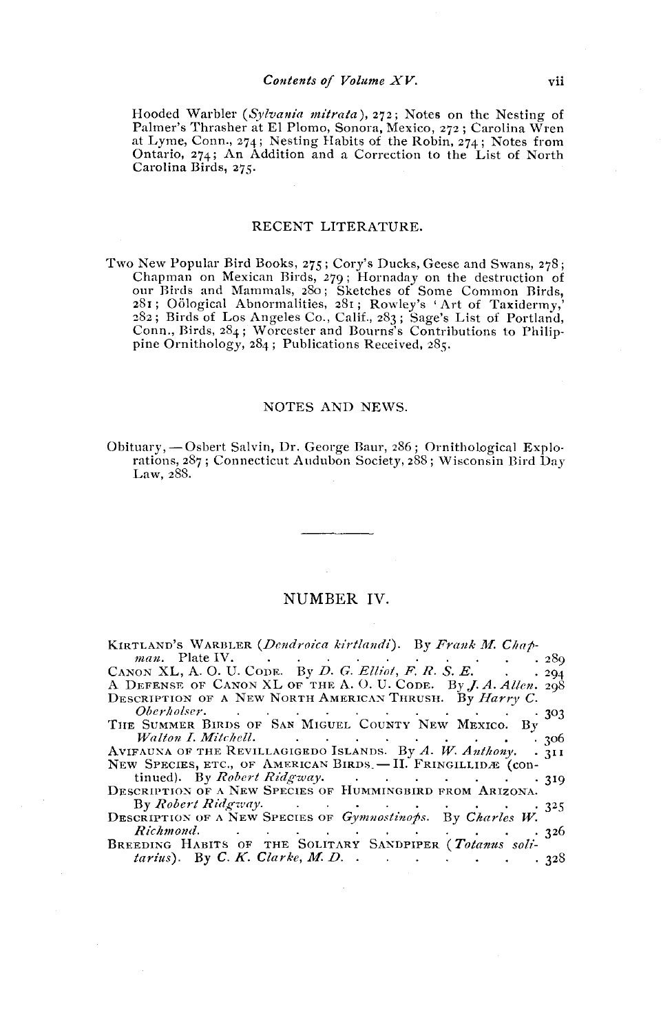Hooded Warbler (*Sylvania mitrata*), 272; Notes on the Nesting of Palmer's Thrasher at El Plomo, Sonora, Mexico, 272; Carolina Wren at Lyme, Conn., 274; Nesting Habits of the Robin, 274; Notes from Ontario, 274; An Addition and a Correction to the List of North Carolina Birds, 275.

## RECENT LITERATURE.

Two New Popular Bird Books, 275; Cory's Ducks, Geese and Swans, 278; Chapman on Mexican Birds, 279; Hornaday on the destruction of our Birds and Mammals, 280; Sketches of Some Common Birds, 281; Oölogical Abnormalities, 281; Rowley's 'Art of Taxidermy,' 282; Birds of Los Angeles Co., Calif., 283; Sage's List of Portland, Conn., Birds, 284; Worcester and Bourns's Contributions to Philippine Ornithology, 284; Publications Received, 285.

## NOTES AND NEWS.

Obituary, — Osbert Salvin, Dr. George Baur, 286; Ornithological Explorations, 287; Connecticut Audubon Society, 288; Wisconsin Bird Day Law, 288.

---

## NUMBER IV.

Kirtland's Warbler (*Dendroica kirtlandi*). By *Frank M. Chapman*. Plate IV. . . . . . 289

Canon XL, A. O. U. Code. By *D. G. Elliot, F. R. S. E.* . . . 294

A Defense of Canon XL of the A. O. U. Code. By *J. A. Allen*. 298

Description of a New North American Thrush. By *Harry C. Oberholser*. . . . . . 303

The Summer Birds of San Miguel County New Mexico. By *Walton I. Mitchell*. . . . . . 306

Avifauna of the Revillagigedo Islands. By *A. W. Anthony*. . 311

New Species, etc., of American Birds.— II. Fringillidæ (continued). By *Robert Ridgway*. . . . . . 319

Description of a New Species of Hummingbird from Arizona. By *Robert Ridgway*. . . . . . 325

Description of a New Species of *Gymnostinops*. By *Charles W. Richmond*. . . . . . 326

Breeding Habits of the Solitary Sandpiper (*Totanus solitarius*). By *C. K. Clarke, M. D.* . . . . . 328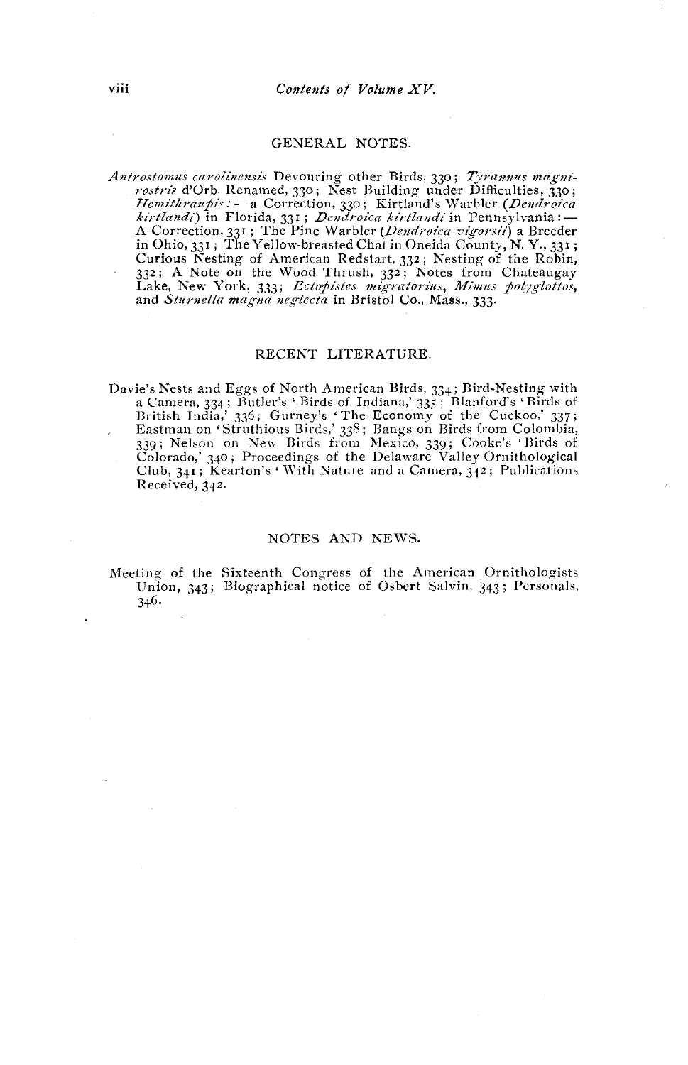## GENERAL NOTES.

*Antrostomus carolinensis* Devouring other Birds, 330; *Tyrannus magnirostris* d'Orb. Renamed, 330; Nest Building under Difficulties, 330; *Hemithraupis*: — a Correction, 330; Kirtland's Warbler (*Dendroica kirtlandi*) in Florida, 331; *Dendroica kirtlandi* in Pennsylvania: — A Correction, 331; The Pine Warbler (*Dendroica vigorsii*) a Breeder in Ohio, 331; The Yellow-breasted Chat in Oneida County, N. Y., 331; Curious Nesting of American Redstart, 332; Nesting of the Robin, 332; A Note on the Wood Thrush, 332; Notes from Chateaugay Lake, New York, 333; *Ectopistes migratorius*, *Mimus polyglottos*, and *Sturnella magna neglecta* in Bristol Co., Mass., 333.

## RECENT LITERATURE.

Davie's Nests and Eggs of North American Birds, 334; Bird-Nesting with a Camera, 334; Butler's 'Birds of Indiana,' 335; Blanford's 'Birds of British India,' 336; Gurney's 'The Economy of the Cuckoo,' 337; Eastman on 'Struthious Birds,' 338; Bangs on Birds from Colombia, 339; Nelson on New Birds from Mexico, 339; Cooke's 'Birds of Colorado,' 340; Proceedings of the Delaware Valley Ornithological Club, 341; Kearton's 'With Nature and a Camera, 342; Publications Received, 342.

## NOTES AND NEWS.

Meeting of the Sixteenth Congress of the American Ornithologists Union, 343; Biographical notice of Osbert Salvin, 343; Personals, 346.